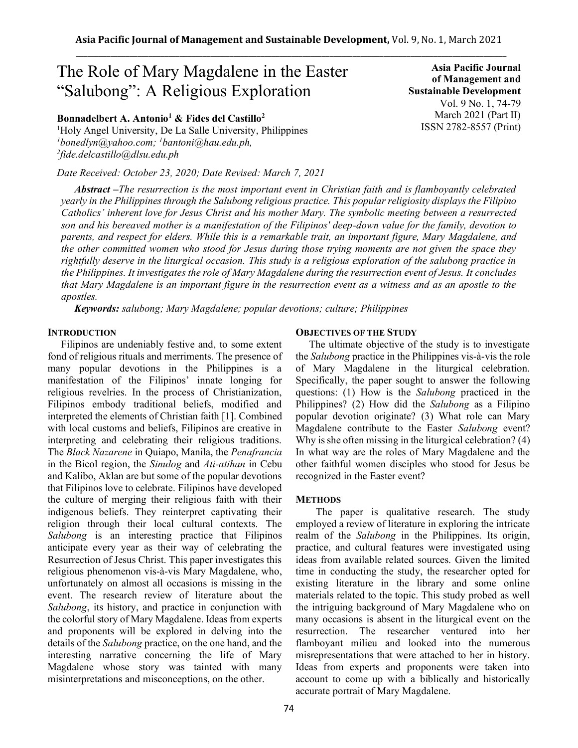# The Role of Mary Magdalene in the Easter "Salubong": A Religious Exploration

**Asia Pacific Journal of Management and Sustainable Development**
Vol. 9 No. 1, 74-79
March 2021 (Part II)
ISSN 2782-8557 (Print)

**Bonnadelbert A. Antonio[1] & Fides del Castillo[2]**

[1]Holy Angel University, De La Salle University, Philippines
*[1]bonedlyn@yahoo.com; [1]bantoni@hau.edu.ph,*
*[2]fide.delcastillo@dlsu.edu.ph*

*Date Received: October 23, 2020; Date Revised: March 7, 2021*

***Abstract** –The resurrection is the most important event in Christian faith and is flamboyantly celebrated yearly in the Philippines through the Salubong religious practice. This popular religiosity displays the Filipino Catholics' inherent love for Jesus Christ and his mother Mary. The symbolic meeting between a resurrected son and his bereaved mother is a manifestation of the Filipinos' deep-down value for the family, devotion to parents, and respect for elders. While this is a remarkable trait, an important figure, Mary Magdalene, and the other committed women who stood for Jesus during those trying moments are not given the space they rightfully deserve in the liturgical occasion. This study is a religious exploration of the salubong practice in the Philippines. It investigates the role of Mary Magdalene during the resurrection event of Jesus. It concludes that Mary Magdalene is an important figure in the resurrection event as a witness and as an apostle to the apostles.*

***Keywords:** salubong; Mary Magdalene; popular devotions; culture; Philippines*

## INTRODUCTION

Filipinos are undeniably festive and, to some extent fond of religious rituals and merriments. The presence of many popular devotions in the Philippines is a manifestation of the Filipinos' innate longing for religious revelries. In the process of Christianization, Filipinos embody traditional beliefs, modified and interpreted the elements of Christian faith [1]. Combined with local customs and beliefs, Filipinos are creative in interpreting and celebrating their religious traditions. The *Black Nazarene* in Quiapo, Manila, the *Penafrancia* in the Bicol region, the *Sinulog* and *Ati-atihan* in Cebu and Kalibo, Aklan are but some of the popular devotions that Filipinos love to celebrate. Filipinos have developed the culture of merging their religious faith with their indigenous beliefs. They reinterpret captivating their religion through their local cultural contexts. The *Salubong* is an interesting practice that Filipinos anticipate every year as their way of celebrating the Resurrection of Jesus Christ. This paper investigates this religious phenomenon vis-à-vis Mary Magdalene, who, unfortunately on almost all occasions is missing in the event. The research review of literature about the *Salubong*, its history, and practice in conjunction with the colorful story of Mary Magdalene. Ideas from experts and proponents will be explored in delving into the details of the *Salubong* practice, on the one hand, and the interesting narrative concerning the life of Mary Magdalene whose story was tainted with many misinterpretations and misconceptions, on the other.

## OBJECTIVES OF THE STUDY

The ultimate objective of the study is to investigate the *Salubong* practice in the Philippines vis-à-vis the role of Mary Magdalene in the liturgical celebration. Specifically, the paper sought to answer the following questions: (1) How is the *Salubong* practiced in the Philippines? (2) How did the *Salubong* as a Filipino popular devotion originate? (3) What role can Mary Magdalene contribute to the Easter *Salubong* event? Why is she often missing in the liturgical celebration? (4) In what way are the roles of Mary Magdalene and the other faithful women disciples who stood for Jesus be recognized in the Easter event?

## METHODS

The paper is qualitative research. The study employed a review of literature in exploring the intricate realm of the *Salubong* in the Philippines. Its origin, practice, and cultural features were investigated using ideas from available related sources. Given the limited time in conducting the study, the researcher opted for existing literature in the library and some online materials related to the topic. This study probed as well the intriguing background of Mary Magdalene who on many occasions is absent in the liturgical event on the resurrection. The researcher ventured into her flamboyant milieu and looked into the numerous misrepresentations that were attached to her in history. Ideas from experts and proponents were taken into account to come up with a biblically and historically accurate portrait of Mary Magdalene.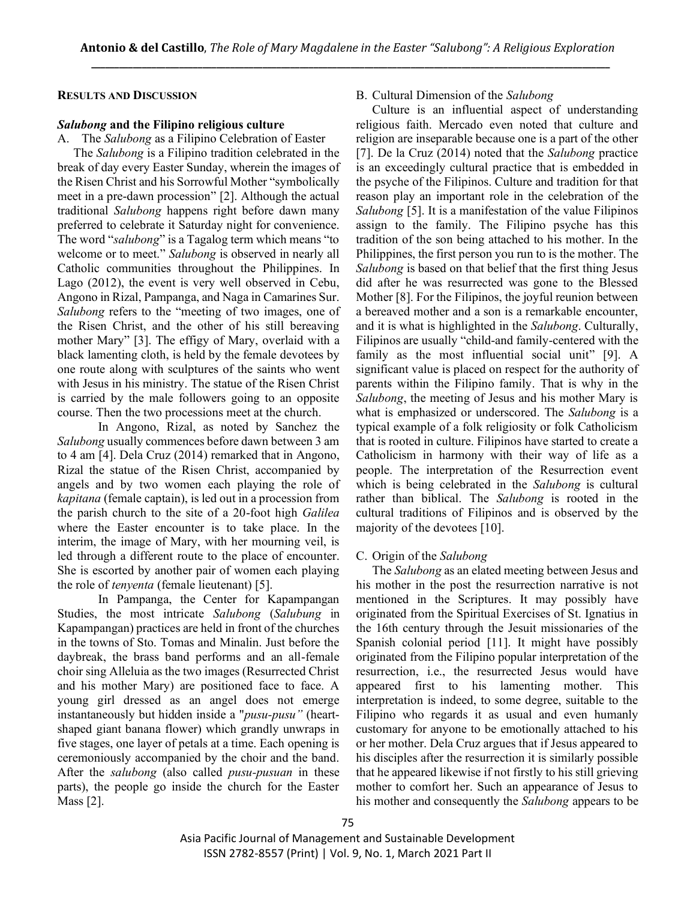## RESULTS AND DISCUSSION

### *Salubong* and the Filipino religious culture

A. The *Salubong* as a Filipino Celebration of Easter

The *Salubong* is a Filipino tradition celebrated in the break of day every Easter Sunday, wherein the images of the Risen Christ and his Sorrowful Mother "symbolically meet in a pre-dawn procession" [2]. Although the actual traditional *Salubong* happens right before dawn many preferred to celebrate it Saturday night for convenience. The word "*salubong*" is a Tagalog term which means "to welcome or to meet." *Salubong* is observed in nearly all Catholic communities throughout the Philippines. In Lago (2012), the event is very well observed in Cebu, Angono in Rizal, Pampanga, and Naga in Camarines Sur. *Salubong* refers to the "meeting of two images, one of the Risen Christ, and the other of his still bereaving mother Mary" [3]. The effigy of Mary, overlaid with a black lamenting cloth, is held by the female devotees by one route along with sculptures of the saints who went with Jesus in his ministry. The statue of the Risen Christ is carried by the male followers going to an opposite course. Then the two processions meet at the church.

In Angono, Rizal, as noted by Sanchez the *Salubong* usually commences before dawn between 3 am to 4 am [4]. Dela Cruz (2014) remarked that in Angono, Rizal the statue of the Risen Christ, accompanied by angels and by two women each playing the role of *kapitana* (female captain), is led out in a procession from the parish church to the site of a 20-foot high *Galilea* where the Easter encounter is to take place. In the interim, the image of Mary, with her mourning veil, is led through a different route to the place of encounter. She is escorted by another pair of women each playing the role of *tenyenta* (female lieutenant) [5].

In Pampanga, the Center for Kapampangan Studies, the most intricate *Salubong* (*Salubung* in Kapampangan) practices are held in front of the churches in the towns of Sto. Tomas and Minalin. Just before the daybreak, the brass band performs and an all-female choir sing Alleluia as the two images (Resurrected Christ and his mother Mary) are positioned face to face. A young girl dressed as an angel does not emerge instantaneously but hidden inside a "*pusu-pusu"* (heart-shaped giant banana flower) which grandly unwraps in five stages, one layer of petals at a time. Each opening is ceremoniously accompanied by the choir and the band. After the *salubong* (also called *pusu-pusuan* in these parts), the people go inside the church for the Easter Mass [2].

B. Cultural Dimension of the *Salubong*

Culture is an influential aspect of understanding religious faith. Mercado even noted that culture and religion are inseparable because one is a part of the other [7]. De la Cruz (2014) noted that the *Salubong* practice is an exceedingly cultural practice that is embedded in the psyche of the Filipinos. Culture and tradition for that reason play an important role in the celebration of the *Salubong* [5]. It is a manifestation of the value Filipinos assign to the family. The Filipino psyche has this tradition of the son being attached to his mother. In the Philippines, the first person you run to is the mother. The *Salubong* is based on that belief that the first thing Jesus did after he was resurrected was gone to the Blessed Mother [8]. For the Filipinos, the joyful reunion between a bereaved mother and a son is a remarkable encounter, and it is what is highlighted in the *Salubong*. Culturally, Filipinos are usually "child-and family-centered with the family as the most influential social unit" [9]. A significant value is placed on respect for the authority of parents within the Filipino family. That is why in the *Salubong*, the meeting of Jesus and his mother Mary is what is emphasized or underscored. The *Salubong* is a typical example of a folk religiosity or folk Catholicism that is rooted in culture. Filipinos have started to create a Catholicism in harmony with their way of life as a people. The interpretation of the Resurrection event which is being celebrated in the *Salubong* is cultural rather than biblical. The *Salubong* is rooted in the cultural traditions of Filipinos and is observed by the majority of the devotees [10].

C. Origin of the *Salubong*

The *Salubong* as an elated meeting between Jesus and his mother in the post the resurrection narrative is not mentioned in the Scriptures. It may possibly have originated from the Spiritual Exercises of St. Ignatius in the 16th century through the Jesuit missionaries of the Spanish colonial period [11]. It might have possibly originated from the Filipino popular interpretation of the resurrection, i.e., the resurrected Jesus would have appeared first to his lamenting mother. This interpretation is indeed, to some degree, suitable to the Filipino who regards it as usual and even humanly customary for anyone to be emotionally attached to his or her mother. Dela Cruz argues that if Jesus appeared to his disciples after the resurrection it is similarly possible that he appeared likewise if not firstly to his still grieving mother to comfort her. Such an appearance of Jesus to his mother and consequently the *Salubong* appears to be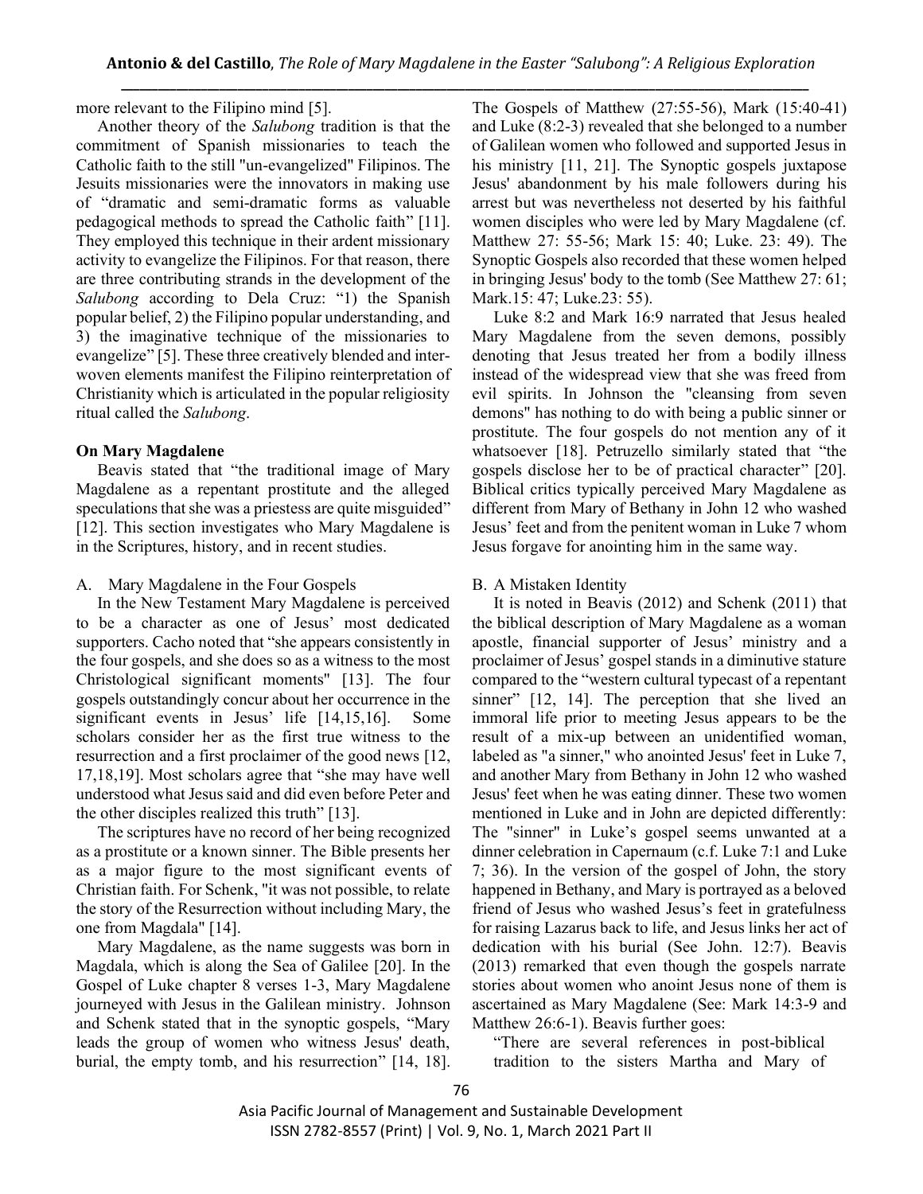more relevant to the Filipino mind [5].

Another theory of the *Salubong* tradition is that the commitment of Spanish missionaries to teach the Catholic faith to the still "un-evangelized" Filipinos. The Jesuits missionaries were the innovators in making use of "dramatic and semi-dramatic forms as valuable pedagogical methods to spread the Catholic faith" [11]. They employed this technique in their ardent missionary activity to evangelize the Filipinos. For that reason, there are three contributing strands in the development of the *Salubong* according to Dela Cruz: "1) the Spanish popular belief, 2) the Filipino popular understanding, and 3) the imaginative technique of the missionaries to evangelize" [5]. These three creatively blended and interwoven elements manifest the Filipino reinterpretation of Christianity which is articulated in the popular religiosity ritual called the *Salubong*.

## On Mary Magdalene

Beavis stated that "the traditional image of Mary Magdalene as a repentant prostitute and the alleged speculations that she was a priestess are quite misguided" [12]. This section investigates who Mary Magdalene is in the Scriptures, history, and in recent studies.

### A. Mary Magdalene in the Four Gospels

In the New Testament Mary Magdalene is perceived to be a character as one of Jesus' most dedicated supporters. Cacho noted that "she appears consistently in the four gospels, and she does so as a witness to the most Christological significant moments" [13]. The four gospels outstandingly concur about her occurrence in the significant events in Jesus' life [14,15,16]. Some scholars consider her as the first true witness to the resurrection and a first proclaimer of the good news [12, 17,18,19]. Most scholars agree that "she may have well understood what Jesus said and did even before Peter and the other disciples realized this truth" [13].

The scriptures have no record of her being recognized as a prostitute or a known sinner. The Bible presents her as a major figure to the most significant events of Christian faith. For Schenk, "it was not possible, to relate the story of the Resurrection without including Mary, the one from Magdala" [14].

Mary Magdalene, as the name suggests was born in Magdala, which is along the Sea of Galilee [20]. In the Gospel of Luke chapter 8 verses 1-3, Mary Magdalene journeyed with Jesus in the Galilean ministry. Johnson and Schenk stated that in the synoptic gospels, "Mary leads the group of women who witness Jesus' death, burial, the empty tomb, and his resurrection" [14, 18]. The Gospels of Matthew (27:55-56), Mark (15:40-41) and Luke (8:2-3) revealed that she belonged to a number of Galilean women who followed and supported Jesus in his ministry [11, 21]. The Synoptic gospels juxtapose Jesus' abandonment by his male followers during his arrest but was nevertheless not deserted by his faithful women disciples who were led by Mary Magdalene (cf. Matthew 27: 55-56; Mark 15: 40; Luke. 23: 49). The Synoptic Gospels also recorded that these women helped in bringing Jesus' body to the tomb (See Matthew 27: 61; Mark.15: 47; Luke.23: 55).

Luke 8:2 and Mark 16:9 narrated that Jesus healed Mary Magdalene from the seven demons, possibly denoting that Jesus treated her from a bodily illness instead of the widespread view that she was freed from evil spirits. In Johnson the "cleansing from seven demons" has nothing to do with being a public sinner or prostitute. The four gospels do not mention any of it whatsoever [18]. Petruzello similarly stated that "the gospels disclose her to be of practical character" [20]. Biblical critics typically perceived Mary Magdalene as different from Mary of Bethany in John 12 who washed Jesus' feet and from the penitent woman in Luke 7 whom Jesus forgave for anointing him in the same way.

### B. A Mistaken Identity

It is noted in Beavis (2012) and Schenk (2011) that the biblical description of Mary Magdalene as a woman apostle, financial supporter of Jesus' ministry and a proclaimer of Jesus' gospel stands in a diminutive stature compared to the "western cultural typecast of a repentant sinner" [12, 14]. The perception that she lived an immoral life prior to meeting Jesus appears to be the result of a mix-up between an unidentified woman, labeled as "a sinner," who anointed Jesus' feet in Luke 7, and another Mary from Bethany in John 12 who washed Jesus' feet when he was eating dinner. These two women mentioned in Luke and in John are depicted differently: The "sinner" in Luke's gospel seems unwanted at a dinner celebration in Capernaum (c.f. Luke 7:1 and Luke 7; 36). In the version of the gospel of John, the story happened in Bethany, and Mary is portrayed as a beloved friend of Jesus who washed Jesus's feet in gratefulness for raising Lazarus back to life, and Jesus links her act of dedication with his burial (See John. 12:7). Beavis (2013) remarked that even though the gospels narrate stories about women who anoint Jesus none of them is ascertained as Mary Magdalene (See: Mark 14:3-9 and Matthew 26:6-1). Beavis further goes:

> "There are several references in post-biblical tradition to the sisters Martha and Mary of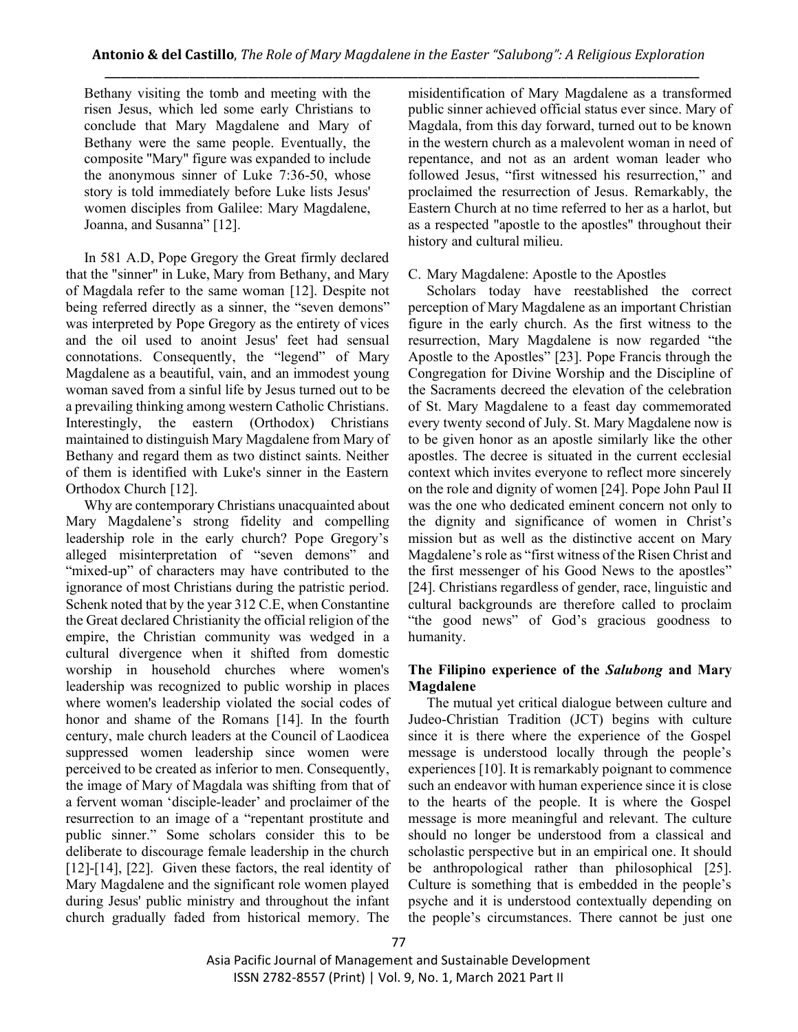Bethany visiting the tomb and meeting with the risen Jesus, which led some early Christians to conclude that Mary Magdalene and Mary of Bethany were the same people. Eventually, the composite "Mary" figure was expanded to include the anonymous sinner of Luke 7:36-50, whose story is told immediately before Luke lists Jesus' women disciples from Galilee: Mary Magdalene, Joanna, and Susanna" [12].

In 581 A.D, Pope Gregory the Great firmly declared that the "sinner" in Luke, Mary from Bethany, and Mary of Magdala refer to the same woman [12]. Despite not being referred directly as a sinner, the "seven demons" was interpreted by Pope Gregory as the entirety of vices and the oil used to anoint Jesus' feet had sensual connotations. Consequently, the "legend" of Mary Magdalene as a beautiful, vain, and an immodest young woman saved from a sinful life by Jesus turned out to be a prevailing thinking among western Catholic Christians. Interestingly, the eastern (Orthodox) Christians maintained to distinguish Mary Magdalene from Mary of Bethany and regard them as two distinct saints. Neither of them is identified with Luke's sinner in the Eastern Orthodox Church [12].

Why are contemporary Christians unacquainted about Mary Magdalene's strong fidelity and compelling leadership role in the early church? Pope Gregory's alleged misinterpretation of "seven demons" and "mixed-up" of characters may have contributed to the ignorance of most Christians during the patristic period. Schenk noted that by the year 312 C.E, when Constantine the Great declared Christianity the official religion of the empire, the Christian community was wedged in a cultural divergence when it shifted from domestic worship in household churches where women's leadership was recognized to public worship in places where women's leadership violated the social codes of honor and shame of the Romans [14]. In the fourth century, male church leaders at the Council of Laodicea suppressed women leadership since women were perceived to be created as inferior to men. Consequently, the image of Mary of Magdala was shifting from that of a fervent woman 'disciple-leader' and proclaimer of the resurrection to an image of a "repentant prostitute and public sinner." Some scholars consider this to be deliberate to discourage female leadership in the church [12]-[14], [22]. Given these factors, the real identity of Mary Magdalene and the significant role women played during Jesus' public ministry and throughout the infant church gradually faded from historical memory. The misidentification of Mary Magdalene as a transformed public sinner achieved official status ever since. Mary of Magdala, from this day forward, turned out to be known in the western church as a malevolent woman in need of repentance, and not as an ardent woman leader who followed Jesus, "first witnessed his resurrection," and proclaimed the resurrection of Jesus. Remarkably, the Eastern Church at no time referred to her as a harlot, but as a respected "apostle to the apostles" throughout their history and cultural milieu.

C. Mary Magdalene: Apostle to the Apostles

Scholars today have reestablished the correct perception of Mary Magdalene as an important Christian figure in the early church. As the first witness to the resurrection, Mary Magdalene is now regarded "the Apostle to the Apostles" [23]. Pope Francis through the Congregation for Divine Worship and the Discipline of the Sacraments decreed the elevation of the celebration of St. Mary Magdalene to a feast day commemorated every twenty second of July. St. Mary Magdalene now is to be given honor as an apostle similarly like the other apostles. The decree is situated in the current ecclesial context which invites everyone to reflect more sincerely on the role and dignity of women [24]. Pope John Paul II was the one who dedicated eminent concern not only to the dignity and significance of women in Christ's mission but as well as the distinctive accent on Mary Magdalene's role as "first witness of the Risen Christ and the first messenger of his Good News to the apostles" [24]. Christians regardless of gender, race, linguistic and cultural backgrounds are therefore called to proclaim "the good news" of God's gracious goodness to humanity.

## The Filipino experience of the *Salubong* and Mary Magdalene

The mutual yet critical dialogue between culture and Judeo-Christian Tradition (JCT) begins with culture since it is there where the experience of the Gospel message is understood locally through the people's experiences [10]. It is remarkably poignant to commence such an endeavor with human experience since it is close to the hearts of the people. It is where the Gospel message is more meaningful and relevant. The culture should no longer be understood from a classical and scholastic perspective but in an empirical one. It should be anthropological rather than philosophical [25]. Culture is something that is embedded in the people's psyche and it is understood contextually depending on the people's circumstances. There cannot be just one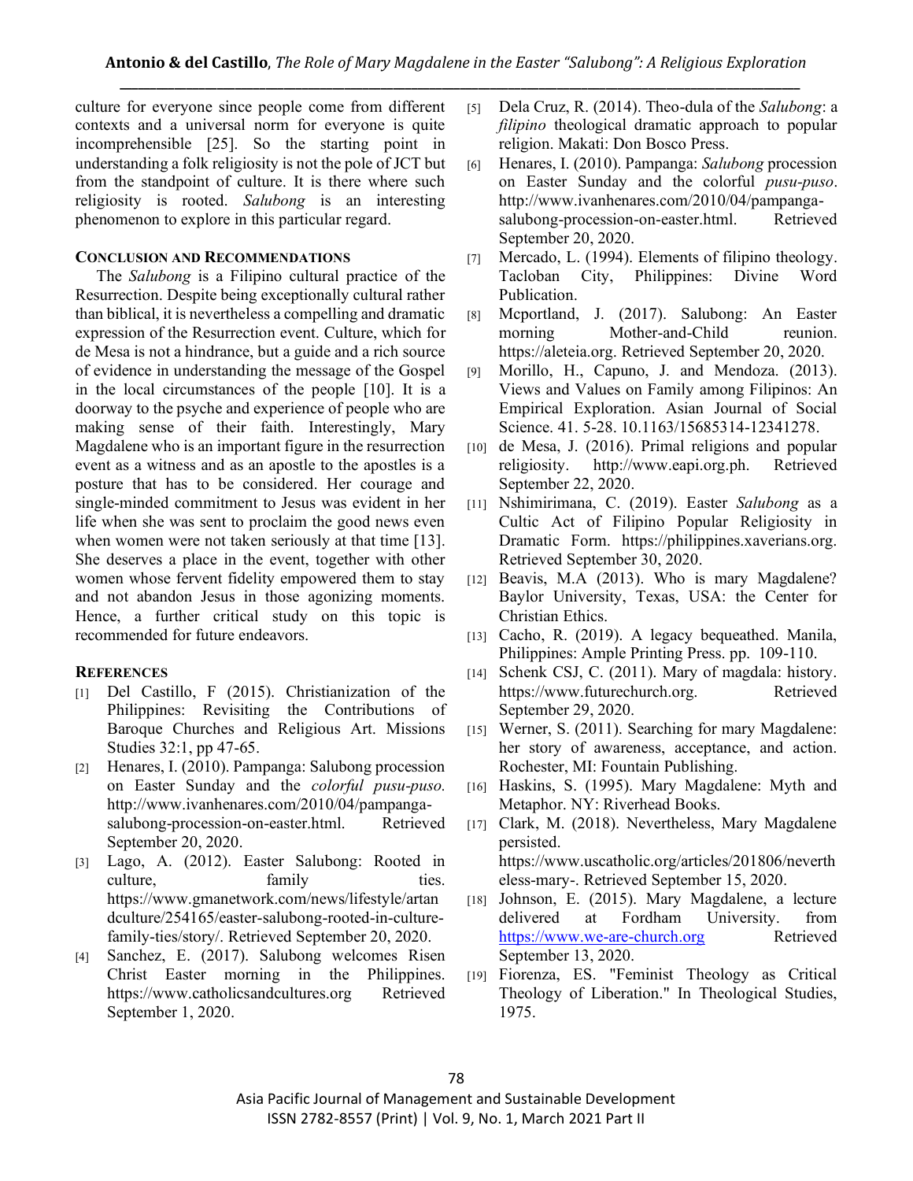culture for everyone since people come from different contexts and a universal norm for everyone is quite incomprehensible [25]. So the starting point in understanding a folk religiosity is not the pole of JCT but from the standpoint of culture. It is there where such religiosity is rooted. *Salubong* is an interesting phenomenon to explore in this particular regard.

## Conclusion and Recommendations

The *Salubong* is a Filipino cultural practice of the Resurrection. Despite being exceptionally cultural rather than biblical, it is nevertheless a compelling and dramatic expression of the Resurrection event. Culture, which for de Mesa is not a hindrance, but a guide and a rich source of evidence in understanding the message of the Gospel in the local circumstances of the people [10]. It is a doorway to the psyche and experience of people who are making sense of their faith. Interestingly, Mary Magdalene who is an important figure in the resurrection event as a witness and as an apostle to the apostles is a posture that has to be considered. Her courage and single-minded commitment to Jesus was evident in her life when she was sent to proclaim the good news even when women were not taken seriously at that time [13]. She deserves a place in the event, together with other women whose fervent fidelity empowered them to stay and not abandon Jesus in those agonizing moments. Hence, a further critical study on this topic is recommended for future endeavors.

## References

[1] Del Castillo, F (2015). Christianization of the Philippines: Revisiting the Contributions of Baroque Churches and Religious Art. Missions Studies 32:1, pp 47-65.

[2] Henares, I. (2010). Pampanga: Salubong procession on Easter Sunday and the *colorful pusu-puso.* http://www.ivanhenares.com/2010/04/pampanga-salubong-procession-on-easter.html. Retrieved September 20, 2020.

[3] Lago, A. (2012). Easter Salubong: Rooted in culture, family ties. https://www.gmanetwork.com/news/lifestyle/artandculture/254165/easter-salubong-rooted-in-culture-family-ties/story/. Retrieved September 20, 2020.

[4] Sanchez, E. (2017). Salubong welcomes Risen Christ Easter morning in the Philippines. https://www.catholicsandcultures.org Retrieved September 1, 2020.

[5] Dela Cruz, R. (2014). Theo-dula of the *Salubong*: a *filipino* theological dramatic approach to popular religion. Makati: Don Bosco Press.

[6] Henares, I. (2010). Pampanga: *Salubong* procession on Easter Sunday and the colorful *pusu-puso*. http://www.ivanhenares.com/2010/04/pampanga-salubong-procession-on-easter.html. Retrieved September 20, 2020.

[7] Mercado, L. (1994). Elements of filipino theology. Tacloban City, Philippines: Divine Word Publication.

[8] Mcportland, J. (2017). Salubong: An Easter morning Mother-and-Child reunion. https://aleteia.org. Retrieved September 20, 2020.

[9] Morillo, H., Capuno, J. and Mendoza. (2013). Views and Values on Family among Filipinos: An Empirical Exploration. Asian Journal of Social Science. 41. 5-28. 10.1163/15685314-12341278.

[10] de Mesa, J. (2016). Primal religions and popular religiosity. http://www.eapi.org.ph. Retrieved September 22, 2020.

[11] Nshimirimana, C. (2019). Easter *Salubong* as a Cultic Act of Filipino Popular Religiosity in Dramatic Form. https://philippines.xaverians.org. Retrieved September 30, 2020.

[12] Beavis, M.A (2013). Who is mary Magdalene? Baylor University, Texas, USA: the Center for Christian Ethics.

[13] Cacho, R. (2019). A legacy bequeathed. Manila, Philippines: Ample Printing Press. pp. 109-110.

[14] Schenk CSJ, C. (2011). Mary of magdala: history. https://www.futurechurch.org. Retrieved September 29, 2020.

[15] Werner, S. (2011). Searching for mary Magdalene: her story of awareness, acceptance, and action. Rochester, MI: Fountain Publishing.

[16] Haskins, S. (1995). Mary Magdalene: Myth and Metaphor. NY: Riverhead Books.

[17] Clark, M. (2018). Nevertheless, Mary Magdalene persisted. https://www.uscatholic.org/articles/201806/nevertheless-mary-. Retrieved September 15, 2020.

[18] Johnson, E. (2015). Mary Magdalene, a lecture delivered at Fordham University. from https://www.we-are-church.org Retrieved September 13, 2020.

[19] Fiorenza, ES. "Feminist Theology as Critical Theology of Liberation." In Theological Studies, 1975.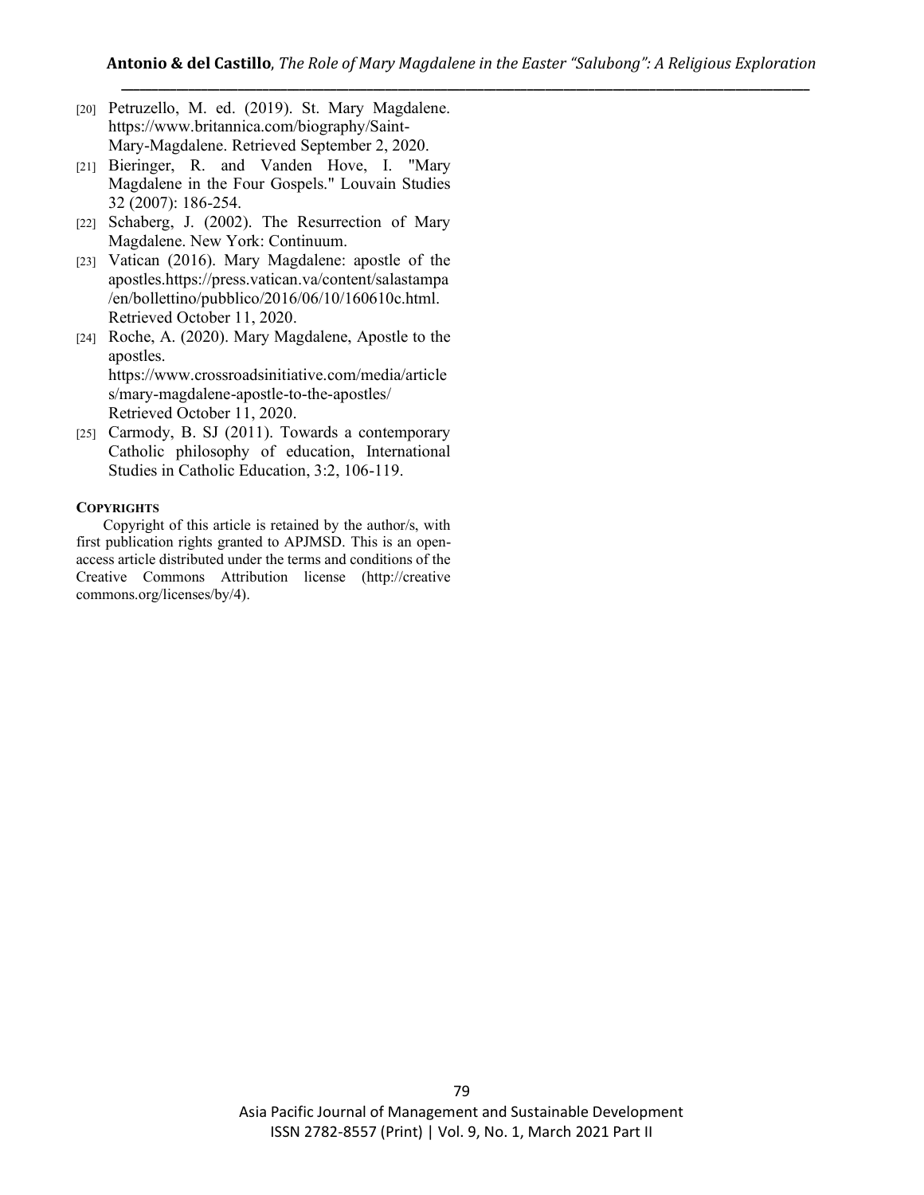[20] Petruzello, M. ed. (2019). St. Mary Magdalene. https://www.britannica.com/biography/Saint-Mary-Magdalene. Retrieved September 2, 2020.

[21] Bieringer, R. and Vanden Hove, I. "Mary Magdalene in the Four Gospels." Louvain Studies 32 (2007): 186-254.

[22] Schaberg, J. (2002). The Resurrection of Mary Magdalene. New York: Continuum.

[23] Vatican (2016). Mary Magdalene: apostle of the apostles.https://press.vatican.va/content/salastampa/en/bollettino/pubblico/2016/06/10/160610c.html. Retrieved October 11, 2020.

[24] Roche, A. (2020). Mary Magdalene, Apostle to the apostles. https://www.crossroadsinitiative.com/media/articles/mary-magdalene-apostle-to-the-apostles/ Retrieved October 11, 2020.

[25] Carmody, B. SJ (2011). Towards a contemporary Catholic philosophy of education, International Studies in Catholic Education, 3:2, 106-119.

## COPYRIGHTS

Copyright of this article is retained by the author/s, with first publication rights granted to APJMSD. This is an open-access article distributed under the terms and conditions of the Creative Commons Attribution license (http://creative commons.org/licenses/by/4).